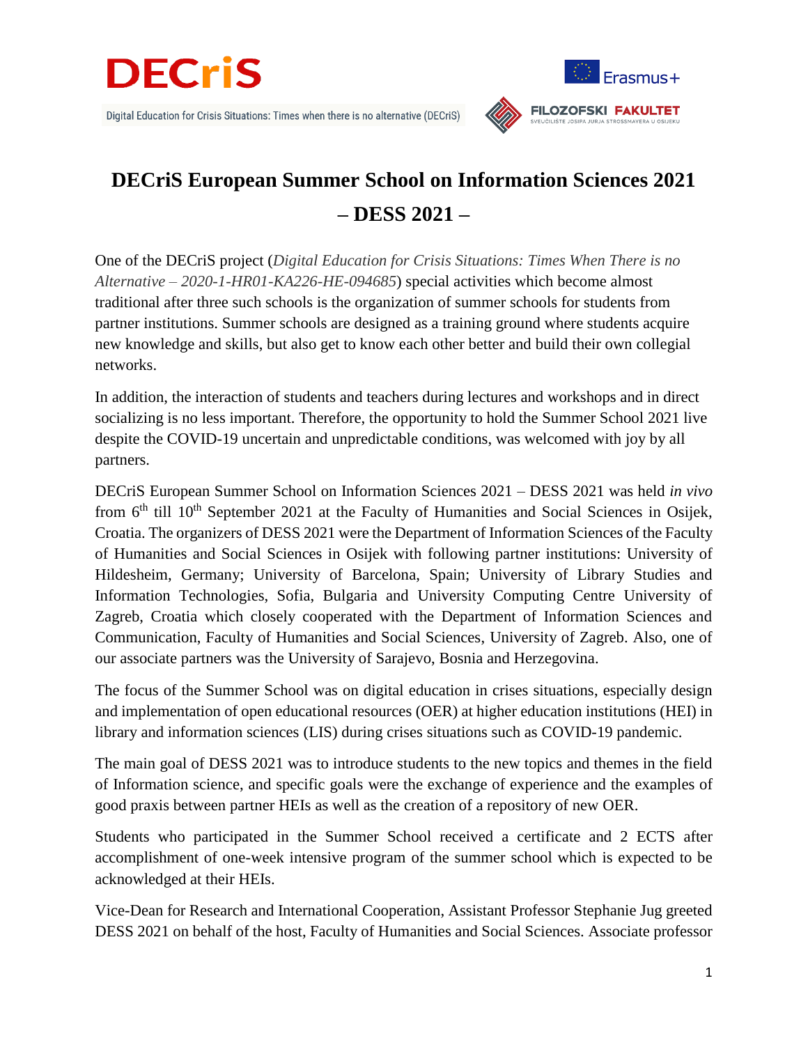# DECriS European Summer School on Information Sciences 2021 – DESS 2021 –

One of the DECriS project (*Digital Education for Crisis Situations: Times When There is no Alternative – 2020-1-HR01-KA226-HE-094685*) special activities which become almost traditional after three such schools is the organization of summer schools for students from partner institutions. Summer schools are designed as a training ground where students acquire new knowledge and skills, but also get to know each other better and build their own collegial networks.

In addition, the interaction of students and teachers during lectures and workshops and in direct socializing is no less important. Therefore, the opportunity to hold the Summer School 2021 live despite the COVID-19 uncertain and unpredictable conditions, was welcomed with joy by all partners.

DECriS European Summer School on Information Sciences 2021 – DESS 2021 was held *in vivo* from 6th till 10th September 2021 at the Faculty of Humanities and Social Sciences in Osijek, Croatia. The organizers of DESS 2021 were the Department of Information Sciences of the Faculty of Humanities and Social Sciences in Osijek with following partner institutions: University of Hildesheim, Germany; University of Barcelona, Spain; University of Library Studies and Information Technologies, Sofia, Bulgaria and University Computing Centre University of Zagreb, Croatia which closely cooperated with the Department of Information Sciences and Communication, Faculty of Humanities and Social Sciences, University of Zagreb. Also, one of our associate partners was the University of Sarajevo, Bosnia and Herzegovina.

The focus of the Summer School was on digital education in crises situations, especially design and implementation of open educational resources (OER) at higher education institutions (HEI) in library and information sciences (LIS) during crises situations such as COVID-19 pandemic.

The main goal of DESS 2021 was to introduce students to the new topics and themes in the field of Information science, and specific goals were the exchange of experience and the examples of good praxis between partner HEIs as well as the creation of a repository of new OER.

Students who participated in the Summer School received a certificate and 2 ECTS after accomplishment of one-week intensive program of the summer school which is expected to be acknowledged at their HEIs.

Vice-Dean for Research and International Cooperation, Assistant Professor Stephanie Jug greeted DESS 2021 on behalf of the host, Faculty of Humanities and Social Sciences. Associate professor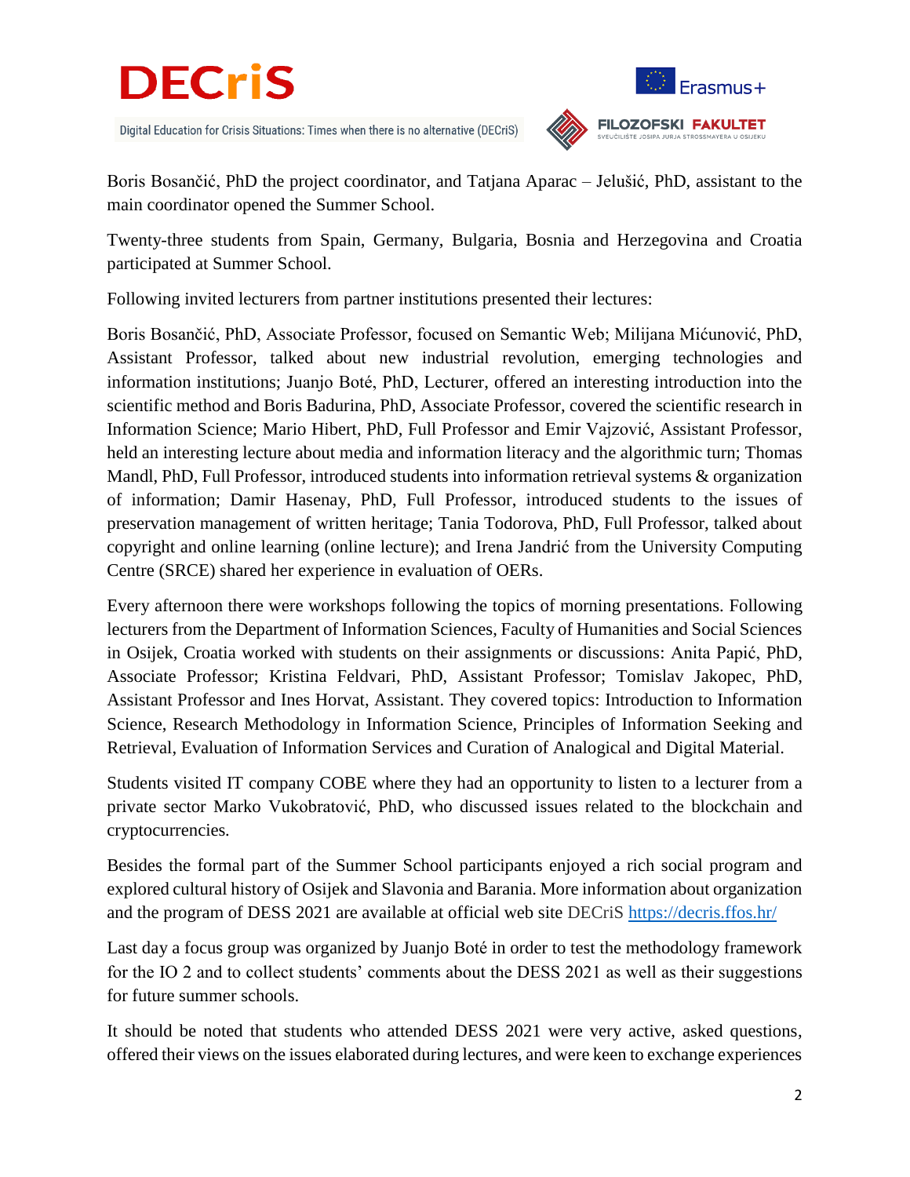Boris Bosančić, PhD the project coordinator, and Tatjana Aparac – Jelušić, PhD, assistant to the main coordinator opened the Summer School.

Twenty-three students from Spain, Germany, Bulgaria, Bosnia and Herzegovina and Croatia participated at Summer School.

Following invited lecturers from partner institutions presented their lectures:

Boris Bosančić, PhD, Associate Professor, focused on Semantic Web; Milijana Mićunović, PhD, Assistant Professor, talked about new industrial revolution, emerging technologies and information institutions; Juanjo Boté, PhD, Lecturer, offered an interesting introduction into the scientific method and Boris Badurina, PhD, Associate Professor, covered the scientific research in Information Science; Mario Hibert, PhD, Full Professor and Emir Vajzović, Assistant Professor, held an interesting lecture about media and information literacy and the algorithmic turn; Thomas Mandl, PhD, Full Professor, introduced students into information retrieval systems & organization of information; Damir Hasenay, PhD, Full Professor, introduced students to the issues of preservation management of written heritage; Tania Todorova, PhD, Full Professor, talked about copyright and online learning (online lecture); and Irena Jandrić from the University Computing Centre (SRCE) shared her experience in evaluation of OERs.

Every afternoon there were workshops following the topics of morning presentations. Following lecturers from the Department of Information Sciences, Faculty of Humanities and Social Sciences in Osijek, Croatia worked with students on their assignments or discussions: Anita Papić, PhD, Associate Professor; Kristina Feldvari, PhD, Assistant Professor; Tomislav Jakopec, PhD, Assistant Professor and Ines Horvat, Assistant. They covered topics: Introduction to Information Science, Research Methodology in Information Science, Principles of Information Seeking and Retrieval, Evaluation of Information Services and Curation of Analogical and Digital Material.

Students visited IT company COBE where they had an opportunity to listen to a lecturer from a private sector Marko Vukobratović, PhD, who discussed issues related to the blockchain and cryptocurrencies.

Besides the formal part of the Summer School participants enjoyed a rich social program and explored cultural history of Osijek and Slavonia and Barania. More information about organization and the program of DESS 2021 are available at official web site DECriS https://decris.ffos.hr/

Last day a focus group was organized by Juanjo Boté in order to test the methodology framework for the IO 2 and to collect students' comments about the DESS 2021 as well as their suggestions for future summer schools.

It should be noted that students who attended DESS 2021 were very active, asked questions, offered their views on the issues elaborated during lectures, and were keen to exchange experiences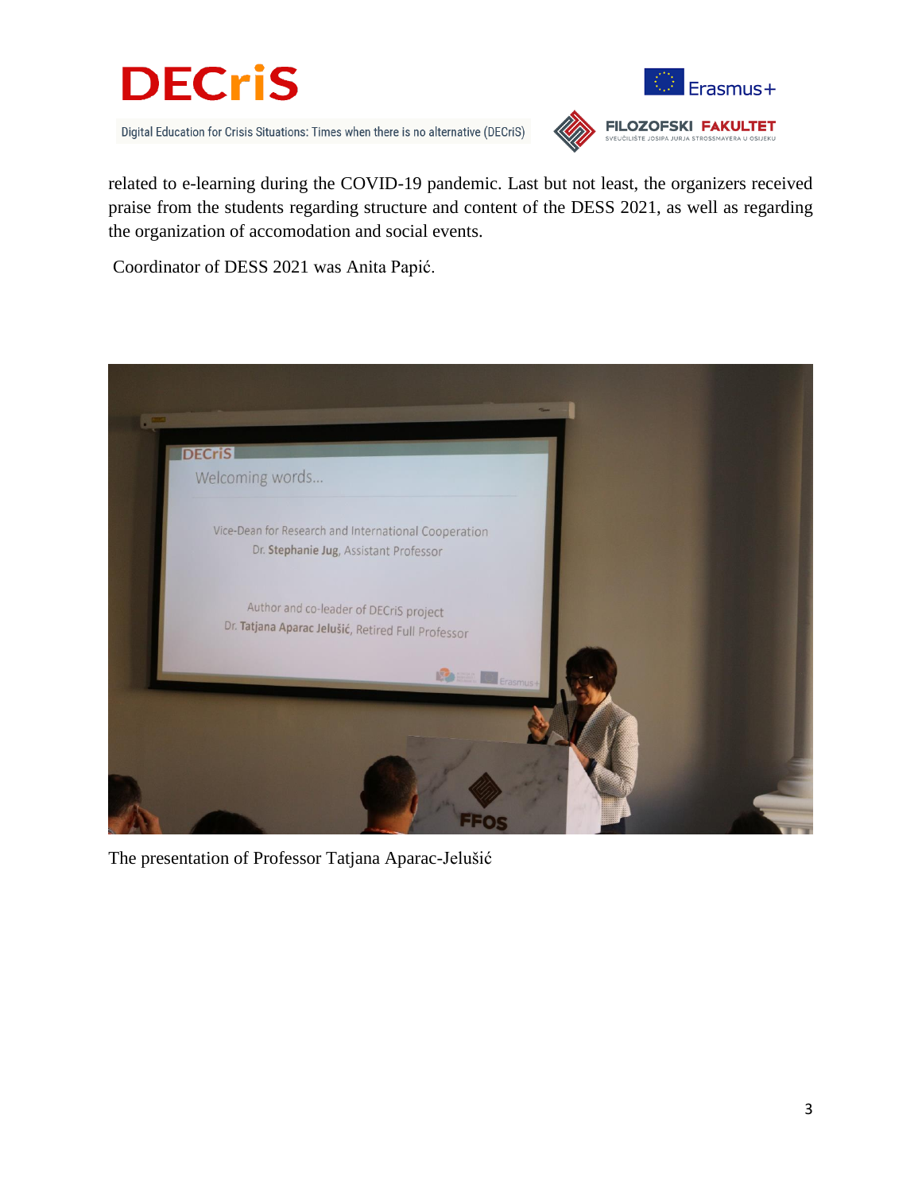related to e-learning during the COVID-19 pandemic. Last but not least, the organizers received praise from the students regarding structure and content of the DESS 2021, as well as regarding the organization of accomodation and social events.

Coordinator of DESS 2021 was Anita Papić.

The presentation of Professor Tatjana Aparac-Jelušić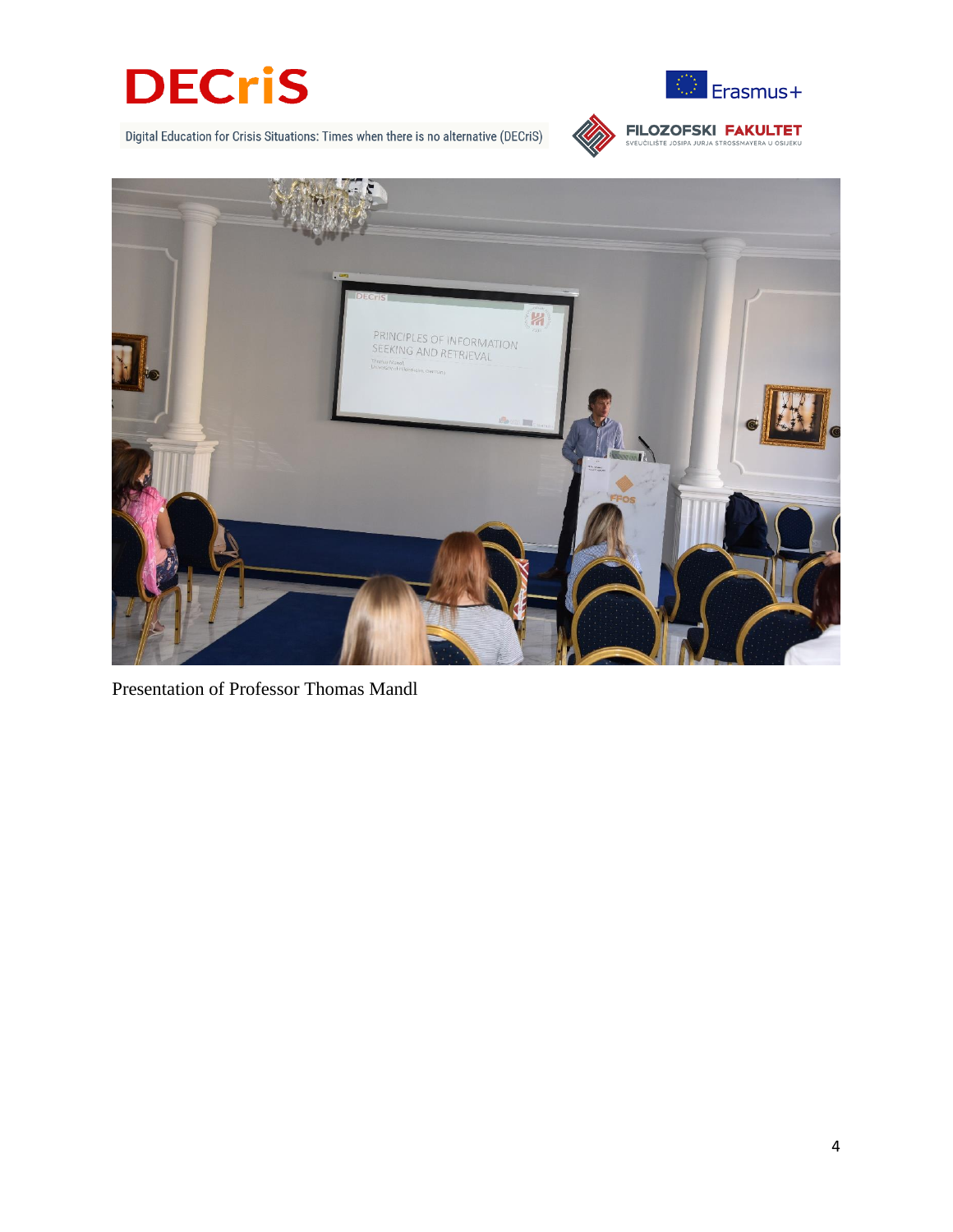Presentation of Professor Thomas Mandl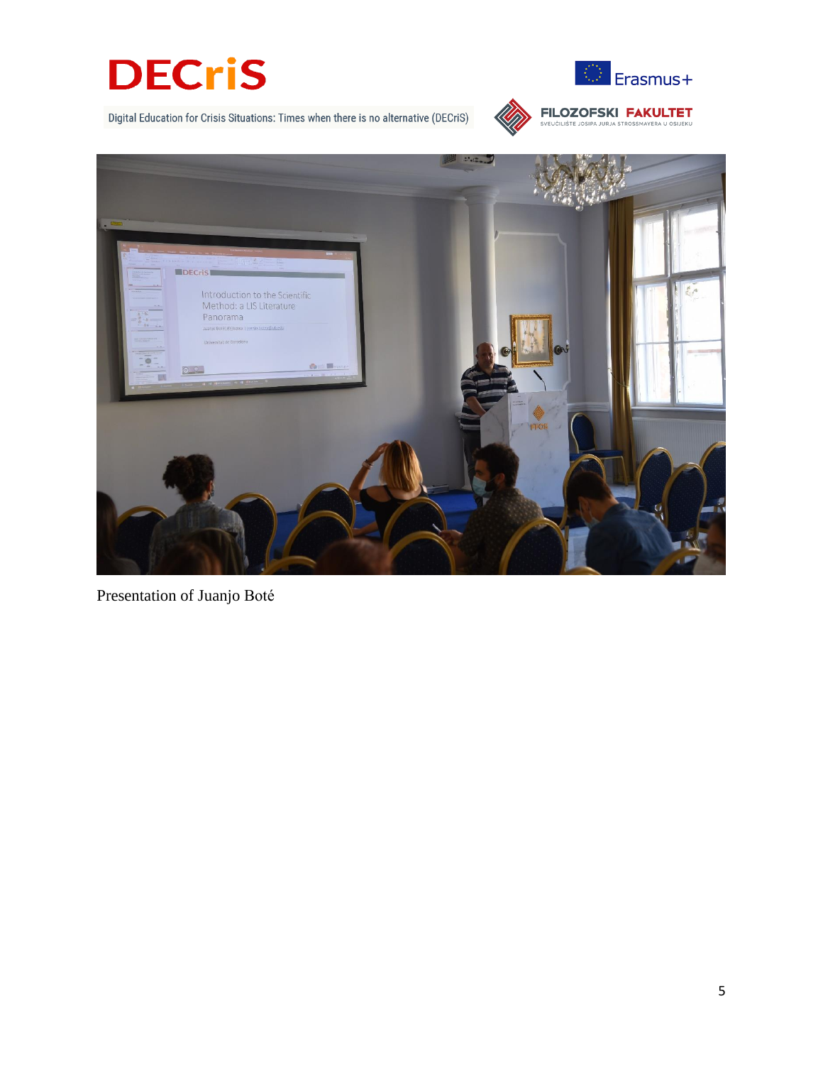Presentation of Juanjo Boté